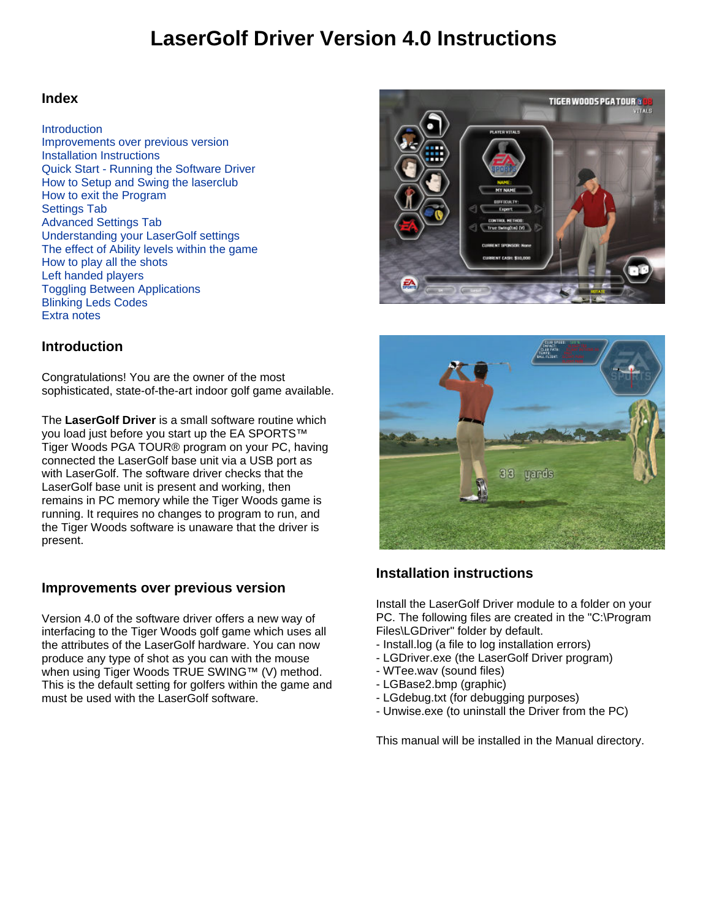# LaserGolf Driver Version 4.0 Instructions

## Index

- Introduction
- Improvements over previous version
- Installation Instructions
- Quick Start - Running the Software Driver
- How to Setup and Swing the laserclub
- How to exit the Program
- Settings Tab
- Advanced Settings Tab
- Understanding your LaserGolf settings
- The effect of Ability levels within the game
- How to play all the shots
- Left handed players
- Toggling Between Applications
- Blinking Leds Codes
- Extra notes

## Introduction

Congratulations! You are the owner of the most sophisticated, state-of-the-art indoor golf game available.

The **LaserGolf Driver** is a small software routine which you load just before you start up the EA SPORTS™ Tiger Woods PGA TOUR® program on your PC, having connected the LaserGolf base unit via a USB port as with LaserGolf. The software driver checks that the LaserGolf base unit is present and working, then remains in PC memory while the Tiger Woods game is running. It requires no changes to program to run, and the Tiger Woods software is unaware that the driver is present.

## Improvements over previous version

Version 4.0 of the software driver offers a new way of interfacing to the Tiger Woods golf game which uses all the attributes of the LaserGolf hardware. You can now produce any type of shot as you can with the mouse when using Tiger Woods TRUE SWING™ (V) method. This is the default setting for golfers within the game and must be used with the LaserGolf software.

## Installation instructions

Install the LaserGolf Driver module to a folder on your PC. The following files are created in the "C:\Program Files\LGDriver" folder by default.

- Install.log (a file to log installation errors)
- LGDriver.exe (the LaserGolf Driver program)
- WTee.wav (sound files)
- LGBase2.bmp (graphic)
- LGdebug.txt (for debugging purposes)
- Unwise.exe (to uninstall the Driver from the PC)

This manual will be installed in the Manual directory.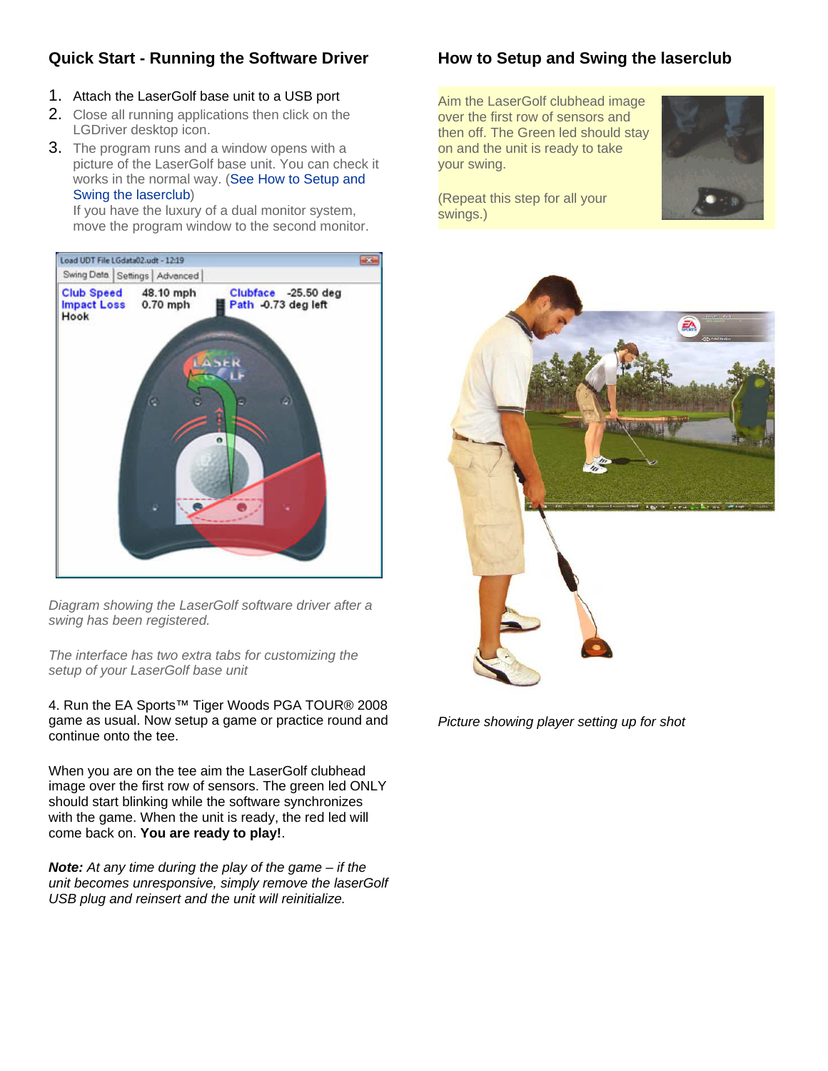## Quick Start - Running the Software Driver

1. Attach the LaserGolf base unit to a USB port
2. Close all running applications then click on the LGDriver desktop icon.
3. The program runs and a window opens with a picture of the LaserGolf base unit. You can check it works in the normal way. (See How to Setup and Swing the laserclub)
   If you have the luxury of a dual monitor system, move the program window to the second monitor.

*Diagram showing the LaserGolf software driver after a swing has been registered.*

*The interface has two extra tabs for customizing the setup of your LaserGolf base unit*

4. Run the EA Sports™ Tiger Woods PGA TOUR® 2008 game as usual. Now setup a game or practice round and continue onto the tee.

When you are on the tee aim the LaserGolf clubhead image over the first row of sensors. The green led ONLY should start blinking while the software synchronizes with the game. When the unit is ready, the red led will come back on. **You are ready to play!**.

***Note:*** *At any time during the play of the game – if the unit becomes unresponsive, simply remove the laserGolf USB plug and reinsert and the unit will reinitialize.*

## How to Setup and Swing the laserclub

Aim the LaserGolf clubhead image over the first row of sensors and then off. The Green led should stay on and the unit is ready to take your swing.

(Repeat this step for all your swings.)

*Picture showing player setting up for shot*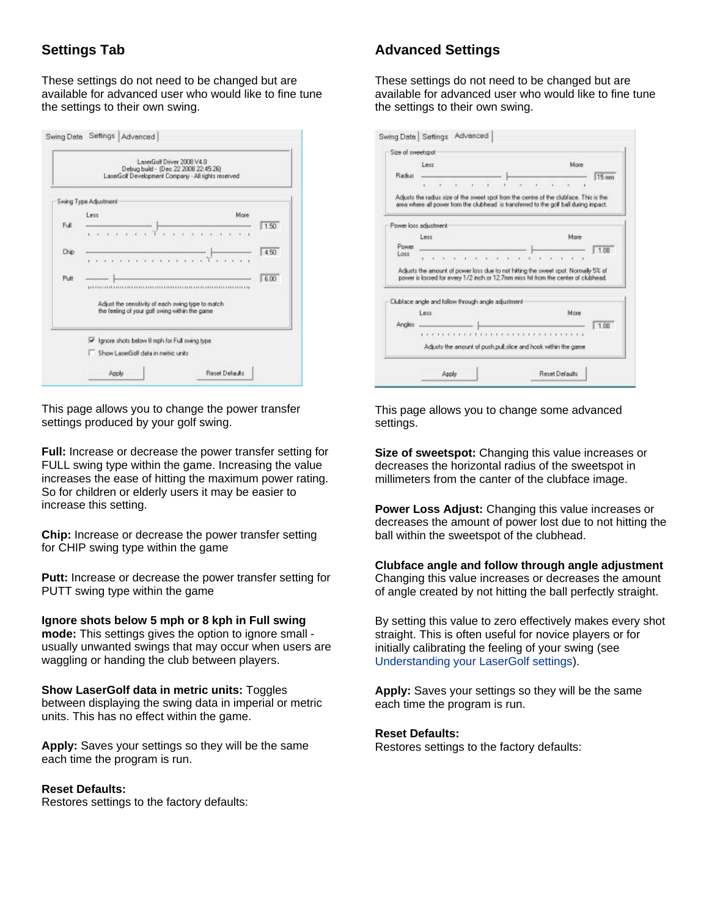## Settings Tab

These settings do not need to be changed but are available for advanced user who would like to fine tune the settings to their own swing.

This page allows you to change the power transfer settings produced by your golf swing.

**Full:** Increase or decrease the power transfer setting for FULL swing type within the game. Increasing the value increases the ease of hitting the maximum power rating. So for children or elderly users it may be easier to increase this setting.

**Chip:** Increase or decrease the power transfer setting for CHIP swing type within the game

**Putt:** Increase or decrease the power transfer setting for PUTT swing type within the game

**Ignore shots below 5 mph or 8 kph in Full swing mode:** This settings gives the option to ignore small - usually unwanted swings that may occur when users are waggling or handing the club between players.

**Show LaserGolf data in metric units:** Toggles between displaying the swing data in imperial or metric units. This has no effect within the game.

**Apply:** Saves your settings so they will be the same each time the program is run.

**Reset Defaults:**
Restores settings to the factory defaults:

## Advanced Settings

These settings do not need to be changed but are available for advanced user who would like to fine tune the settings to their own swing.

This page allows you to change some advanced settings.

**Size of sweetspot:** Changing this value increases or decreases the horizontal radius of the sweetspot in millimeters from the canter of the clubface image.

**Power Loss Adjust:** Changing this value increases or decreases the amount of power lost due to not hitting the ball within the sweetspot of the clubhead.

**Clubface angle and follow through angle adjustment**
Changing this value increases or decreases the amount of angle created by not hitting the ball perfectly straight.

By setting this value to zero effectively makes every shot straight. This is often useful for novice players or for initially calibrating the feeling of your swing (see Understanding your LaserGolf settings).

**Apply:** Saves your settings so they will be the same each time the program is run.

**Reset Defaults:**
Restores settings to the factory defaults: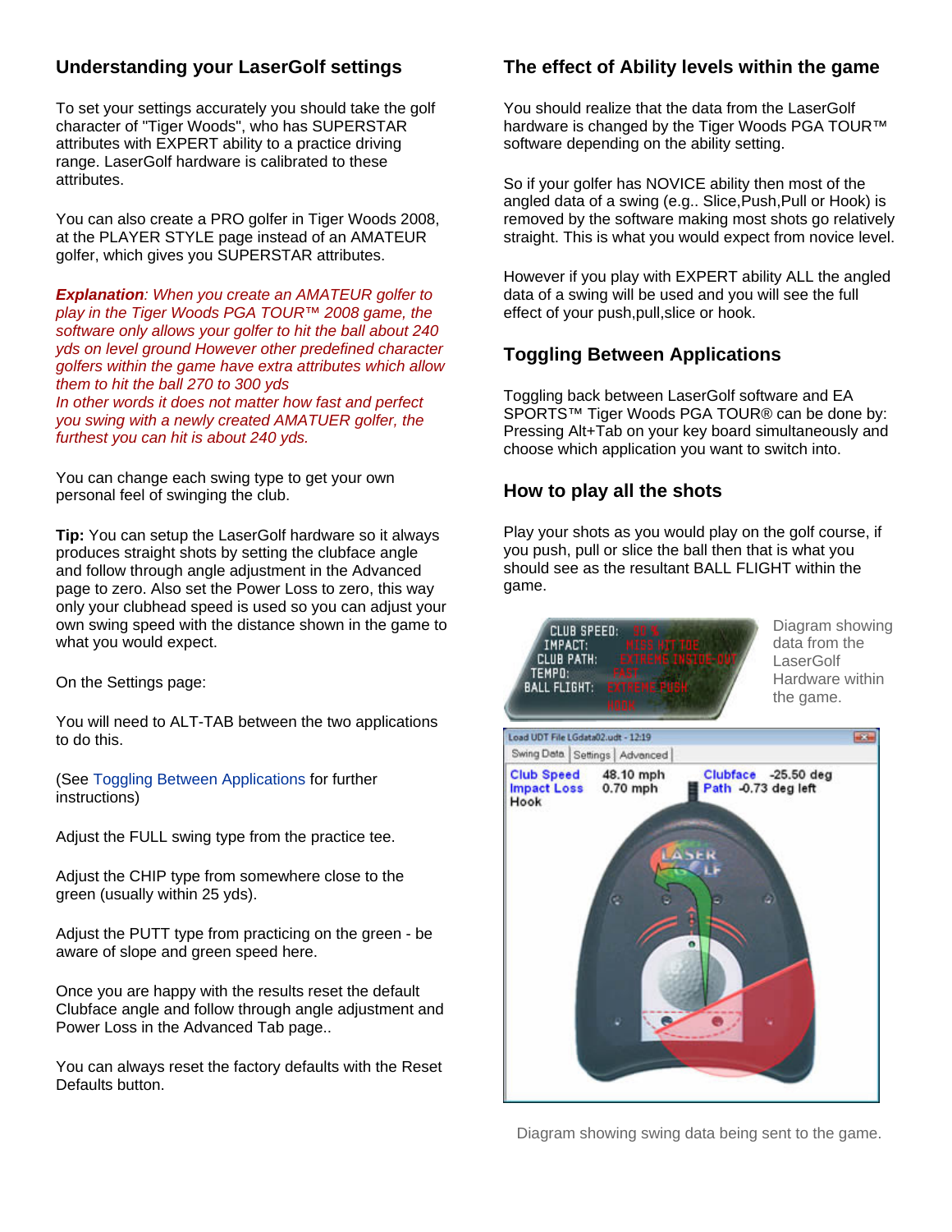## Understanding your LaserGolf settings

To set your settings accurately you should take the golf character of "Tiger Woods", who has SUPERSTAR attributes with EXPERT ability to a practice driving range. LaserGolf hardware is calibrated to these attributes.

You can also create a PRO golfer in Tiger Woods 2008, at the PLAYER STYLE page instead of an AMATEUR golfer, which gives you SUPERSTAR attributes.

***Explanation**: When you create an AMATEUR golfer to play in the Tiger Woods PGA TOUR™ 2008 game, the software only allows your golfer to hit the ball about 240 yds on level ground However other predefined character golfers within the game have extra attributes which allow them to hit the ball 270 to 300 yds*
*In other words it does not matter how fast and perfect you swing with a newly created AMATUER golfer, the furthest you can hit is about 240 yds.*

You can change each swing type to get your own personal feel of swinging the club.

**Tip:** You can setup the LaserGolf hardware so it always produces straight shots by setting the clubface angle and follow through angle adjustment in the Advanced page to zero. Also set the Power Loss to zero, this way only your clubhead speed is used so you can adjust your own swing speed with the distance shown in the game to what you would expect.

On the Settings page:

You will need to ALT-TAB between the two applications to do this.

(See Toggling Between Applications for further instructions)

Adjust the FULL swing type from the practice tee.

Adjust the CHIP type from somewhere close to the green (usually within 25 yds).

Adjust the PUTT type from practicing on the green - be aware of slope and green speed here.

Once you are happy with the results reset the default Clubface angle and follow through angle adjustment and Power Loss in the Advanced Tab page..

You can always reset the factory defaults with the Reset Defaults button.

## The effect of Ability levels within the game

You should realize that the data from the LaserGolf hardware is changed by the Tiger Woods PGA TOUR™ software depending on the ability setting.

So if your golfer has NOVICE ability then most of the angled data of a swing (e.g.. Slice,Push,Pull or Hook) is removed by the software making most shots go relatively straight. This is what you would expect from novice level.

However if you play with EXPERT ability ALL the angled data of a swing will be used and you will see the full effect of your push,pull,slice or hook.

## Toggling Between Applications

Toggling back between LaserGolf software and EA SPORTS™ Tiger Woods PGA TOUR® can be done by: Pressing Alt+Tab on your key board simultaneously and choose which application you want to switch into.

## How to play all the shots

Play your shots as you would play on the golf course, if you push, pull or slice the ball then that is what you should see as the resultant BALL FLIGHT within the game.

CLUB SPEED: 80 %
IMPACT: MISS HIT TOE
CLUB PATH: EXTREME INSIDE-OUT
TEMPO: FAST
BALL FLIGHT: EXTREME PUSH HOOK

Diagram showing data from the LaserGolf Hardware within the game.

Load UDT File LGdata02.udt - 12:19
Swing Data | Settings | Advanced
Club Speed 48.10 mph
Impact Loss 0.70 mph
Hook
Clubface -25.50 deg
Path -0.73 deg left

Diagram showing swing data being sent to the game.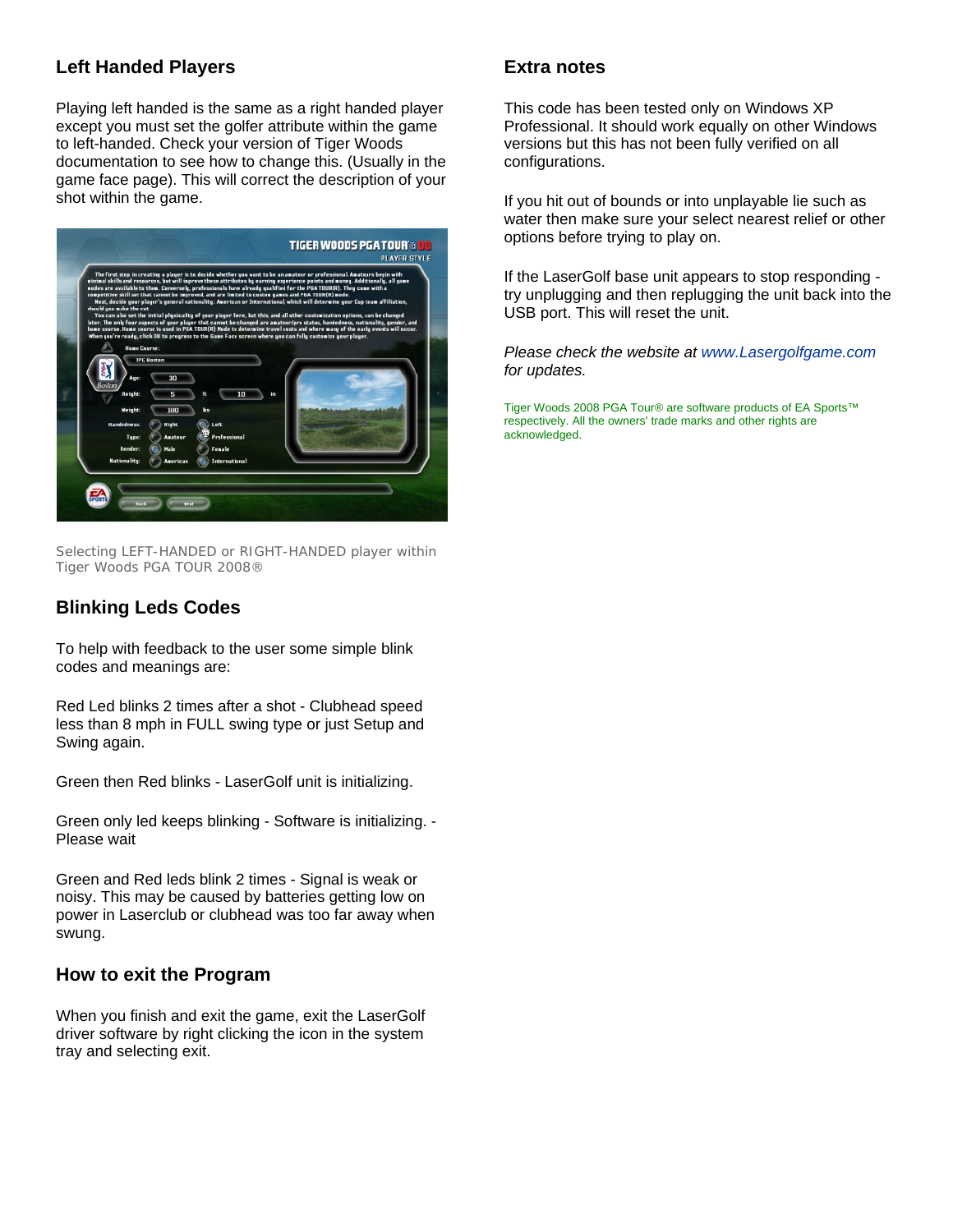## Left Handed Players

Playing left handed is the same as a right handed player except you must set the golfer attribute within the game to left-handed. Check your version of Tiger Woods documentation to see how to change this. (Usually in the game face page). This will correct the description of your shot within the game.

Selecting LEFT-HANDED or RIGHT-HANDED player within Tiger Woods PGA TOUR 2008®

## Blinking Leds Codes

To help with feedback to the user some simple blink codes and meanings are:

Red Led blinks 2 times after a shot - Clubhead speed less than 8 mph in FULL swing type or just Setup and Swing again.

Green then Red blinks - LaserGolf unit is initializing.

Green only led keeps blinking - Software is initializing. - Please wait

Green and Red leds blink 2 times - Signal is weak or noisy. This may be caused by batteries getting low on power in Laserclub or clubhead was too far away when swung.

## How to exit the Program

When you finish and exit the game, exit the LaserGolf driver software by right clicking the icon in the system tray and selecting exit.

## Extra notes

This code has been tested only on Windows XP Professional. It should work equally on other Windows versions but this has not been fully verified on all configurations.

If you hit out of bounds or into unplayable lie such as water then make sure your select nearest relief or other options before trying to play on.

If the LaserGolf base unit appears to stop responding - try unplugging and then replugging the unit back into the USB port. This will reset the unit.

*Please check the website at www.Lasergolfgame.com for updates.*

Tiger Woods 2008 PGA Tour® are software products of EA Sports™ respectively. All the owners' trade marks and other rights are acknowledged.